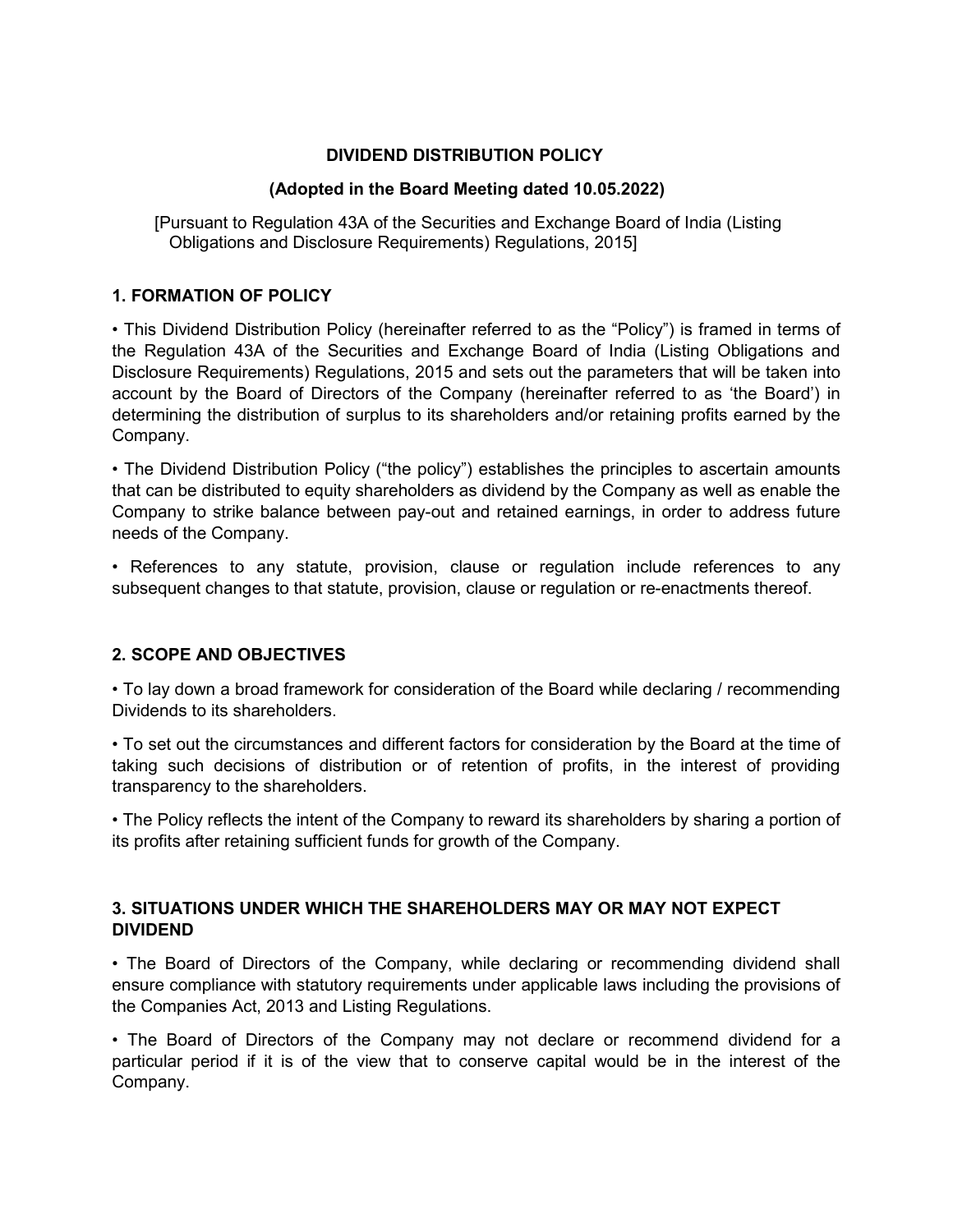# DIVIDEND DISTRIBUTION POLICY

**(Adopted in the Board Meeting dated 10.05.2022)**

[Pursuant to Regulation 43A of the Securities and Exchange Board of India (Listing Obligations and Disclosure Requirements) Regulations, 2015]

## 1. FORMATION OF POLICY

• This Dividend Distribution Policy (hereinafter referred to as the "Policy") is framed in terms of the Regulation 43A of the Securities and Exchange Board of India (Listing Obligations and Disclosure Requirements) Regulations, 2015 and sets out the parameters that will be taken into account by the Board of Directors of the Company (hereinafter referred to as 'the Board') in determining the distribution of surplus to its shareholders and/or retaining profits earned by the Company.

• The Dividend Distribution Policy ("the policy") establishes the principles to ascertain amounts that can be distributed to equity shareholders as dividend by the Company as well as enable the Company to strike balance between pay-out and retained earnings, in order to address future needs of the Company.

• References to any statute, provision, clause or regulation include references to any subsequent changes to that statute, provision, clause or regulation or re-enactments thereof.

## 2. SCOPE AND OBJECTIVES

• To lay down a broad framework for consideration of the Board while declaring / recommending Dividends to its shareholders.

• To set out the circumstances and different factors for consideration by the Board at the time of taking such decisions of distribution or of retention of profits, in the interest of providing transparency to the shareholders.

• The Policy reflects the intent of the Company to reward its shareholders by sharing a portion of its profits after retaining sufficient funds for growth of the Company.

## 3. SITUATIONS UNDER WHICH THE SHAREHOLDERS MAY OR MAY NOT EXPECT DIVIDEND

• The Board of Directors of the Company, while declaring or recommending dividend shall ensure compliance with statutory requirements under applicable laws including the provisions of the Companies Act, 2013 and Listing Regulations.

• The Board of Directors of the Company may not declare or recommend dividend for a particular period if it is of the view that to conserve capital would be in the interest of the Company.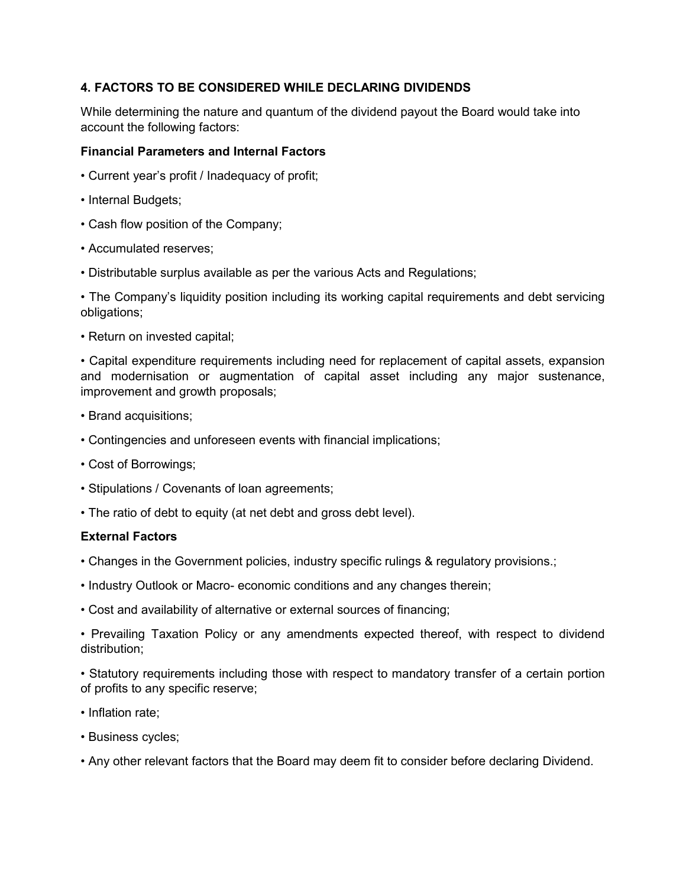## 4. FACTORS TO BE CONSIDERED WHILE DECLARING DIVIDENDS

While determining the nature and quantum of the dividend payout the Board would take into account the following factors:

**Financial Parameters and Internal Factors**

- Current year's profit / Inadequacy of profit;
- Internal Budgets;
- Cash flow position of the Company;
- Accumulated reserves;
- Distributable surplus available as per the various Acts and Regulations;
- The Company's liquidity position including its working capital requirements and debt servicing obligations;
- Return on invested capital;
- Capital expenditure requirements including need for replacement of capital assets, expansion and modernisation or augmentation of capital asset including any major sustenance, improvement and growth proposals;
- Brand acquisitions;
- Contingencies and unforeseen events with financial implications;
- Cost of Borrowings;
- Stipulations / Covenants of loan agreements;
- The ratio of debt to equity (at net debt and gross debt level).

**External Factors**

- Changes in the Government policies, industry specific rulings & regulatory provisions.;
- Industry Outlook or Macro- economic conditions and any changes therein;
- Cost and availability of alternative or external sources of financing;
- Prevailing Taxation Policy or any amendments expected thereof, with respect to dividend distribution;
- Statutory requirements including those with respect to mandatory transfer of a certain portion of profits to any specific reserve;
- Inflation rate;
- Business cycles;
- Any other relevant factors that the Board may deem fit to consider before declaring Dividend.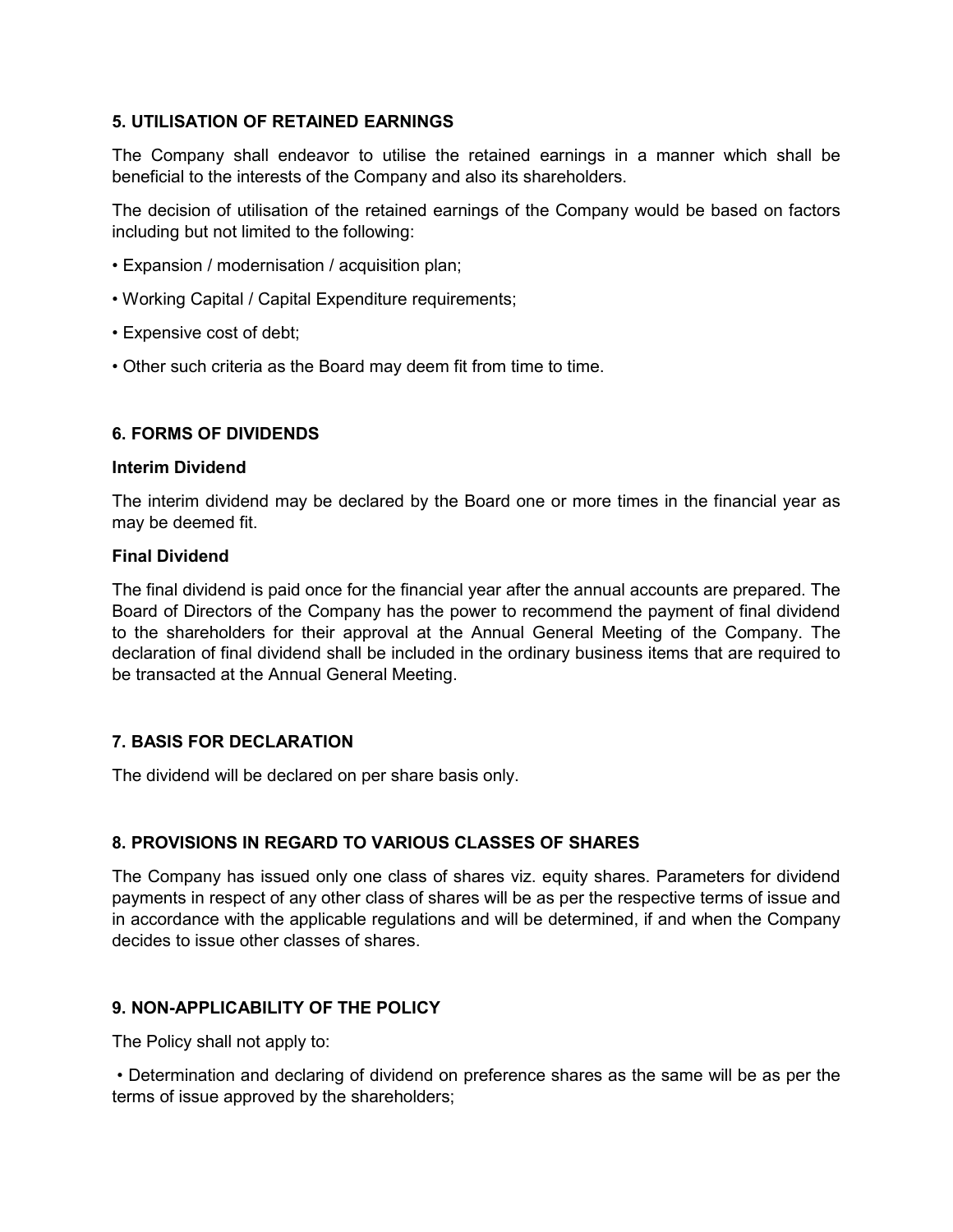## 5. UTILISATION OF RETAINED EARNINGS

The Company shall endeavor to utilise the retained earnings in a manner which shall be beneficial to the interests of the Company and also its shareholders.

The decision of utilisation of the retained earnings of the Company would be based on factors including but not limited to the following:

- Expansion / modernisation / acquisition plan;
- Working Capital / Capital Expenditure requirements;
- Expensive cost of debt;
- Other such criteria as the Board may deem fit from time to time.

## 6. FORMS OF DIVIDENDS

### Interim Dividend

The interim dividend may be declared by the Board one or more times in the financial year as may be deemed fit.

### Final Dividend

The final dividend is paid once for the financial year after the annual accounts are prepared. The Board of Directors of the Company has the power to recommend the payment of final dividend to the shareholders for their approval at the Annual General Meeting of the Company. The declaration of final dividend shall be included in the ordinary business items that are required to be transacted at the Annual General Meeting.

## 7. BASIS FOR DECLARATION

The dividend will be declared on per share basis only.

## 8. PROVISIONS IN REGARD TO VARIOUS CLASSES OF SHARES

The Company has issued only one class of shares viz. equity shares. Parameters for dividend payments in respect of any other class of shares will be as per the respective terms of issue and in accordance with the applicable regulations and will be determined, if and when the Company decides to issue other classes of shares.

## 9. NON-APPLICABILITY OF THE POLICY

The Policy shall not apply to:

- Determination and declaring of dividend on preference shares as the same will be as per the terms of issue approved by the shareholders;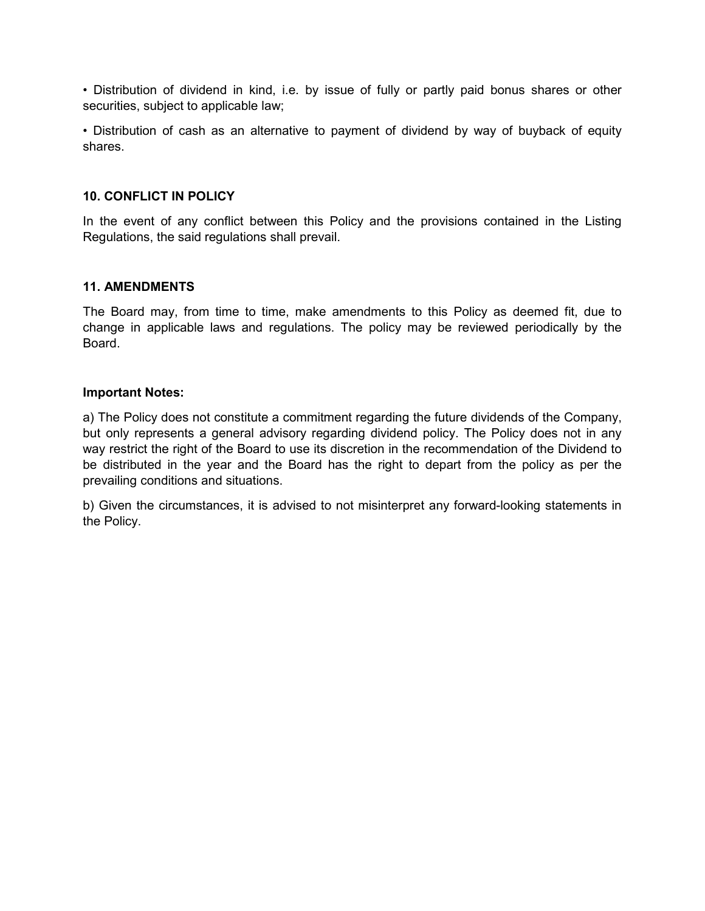- Distribution of dividend in kind, i.e. by issue of fully or partly paid bonus shares or other securities, subject to applicable law;
- Distribution of cash as an alternative to payment of dividend by way of buyback of equity shares.

## 10. CONFLICT IN POLICY

In the event of any conflict between this Policy and the provisions contained in the Listing Regulations, the said regulations shall prevail.

## 11. AMENDMENTS

The Board may, from time to time, make amendments to this Policy as deemed fit, due to change in applicable laws and regulations. The policy may be reviewed periodically by the Board.

**Important Notes:**

a) The Policy does not constitute a commitment regarding the future dividends of the Company, but only represents a general advisory regarding dividend policy. The Policy does not in any way restrict the right of the Board to use its discretion in the recommendation of the Dividend to be distributed in the year and the Board has the right to depart from the policy as per the prevailing conditions and situations.

b) Given the circumstances, it is advised to not misinterpret any forward-looking statements in the Policy.